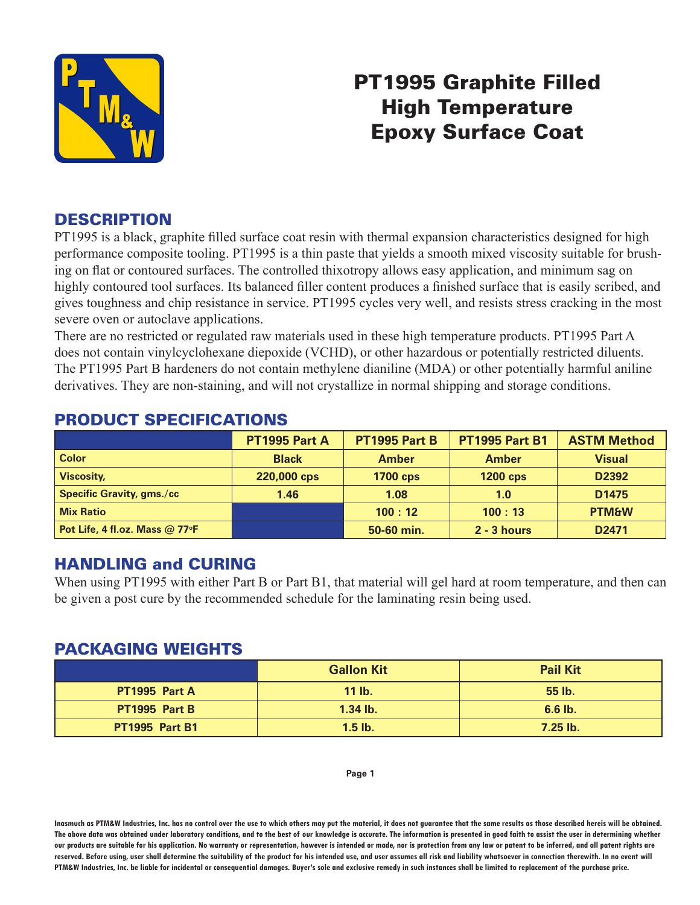# PT1995 Graphite Filled High Temperature Epoxy Surface Coat

## DESCRIPTION

PT1995 is a black, graphite filled surface coat resin with thermal expansion characteristics designed for high performance composite tooling. PT1995 is a thin paste that yields a smooth mixed viscosity suitable for brushing on flat or contoured surfaces. The controlled thixotropy allows easy application, and minimum sag on highly contoured tool surfaces. Its balanced filler content produces a finished surface that is easily scribed, and gives toughness and chip resistance in service. PT1995 cycles very well, and resists stress cracking in the most severe oven or autoclave applications.

There are no restricted or regulated raw materials used in these high temperature products. PT1995 Part A does not contain vinylcyclohexane diepoxide (VCHD), or other hazardous or potentially restricted diluents. The PT1995 Part B hardeners do not contain methylene dianiline (MDA) or other potentially harmful aniline derivatives. They are non-staining, and will not crystallize in normal shipping and storage conditions.

## PRODUCT SPECIFICATIONS

| | PT1995 Part A | PT1995 Part B | PT1995 Part B1 | ASTM Method |
|---|---|---|---|---|
| Color | Black | Amber | Amber | Visual |
| Viscosity, | 220,000 cps | 1700 cps | 1200 cps | D2392 |
| Specific Gravity, gms./cc | 1.46 | 1.08 | 1.0 | D1475 |
| Mix Ratio | | 100 : 12 | 100 : 13 | PTM&W |
| Pot Life, 4 fl.oz. Mass @ 77°F | | 50-60 min. | 2 - 3 hours | D2471 |

## HANDLING and CURING

When using PT1995 with either Part B or Part B1, that material will gel hard at room temperature, and then can be given a post cure by the recommended schedule for the laminating resin being used.

## PACKAGING WEIGHTS

| | Gallon Kit | Pail Kit |
|---|---|---|
| PT1995 Part A | 11 lb. | 55 lb. |
| PT1995 Part B | 1.34 lb. | 6.6 lb. |
| PT1995 Part B1 | 1.5 lb. | 7.25 lb. |

Inasmuch as PTM&W Industries, Inc. has no control over the use to which others may put the material, it does not guarantee that the same results as those described hereis will be obtained. The above data was obtained under laboratory conditions, and to the best of our knowledge is accurate. The information is presented in good faith to assist the user in determining whether our products are suitable for his application. No warranty or representation, however is intended or made, nor is protection from any law or patent to be inferred, and all patent rights are reserved. Before using, user shall determine the suitability of the product for his intended use, and user assumes all risk and liability whatsoever in connection therewith. In no event will PTM&W Industries, Inc. be liable for incidental or consequential damages. Buyer's sole and exclusive remedy in such instances shall be limited to replacement of the purchase price.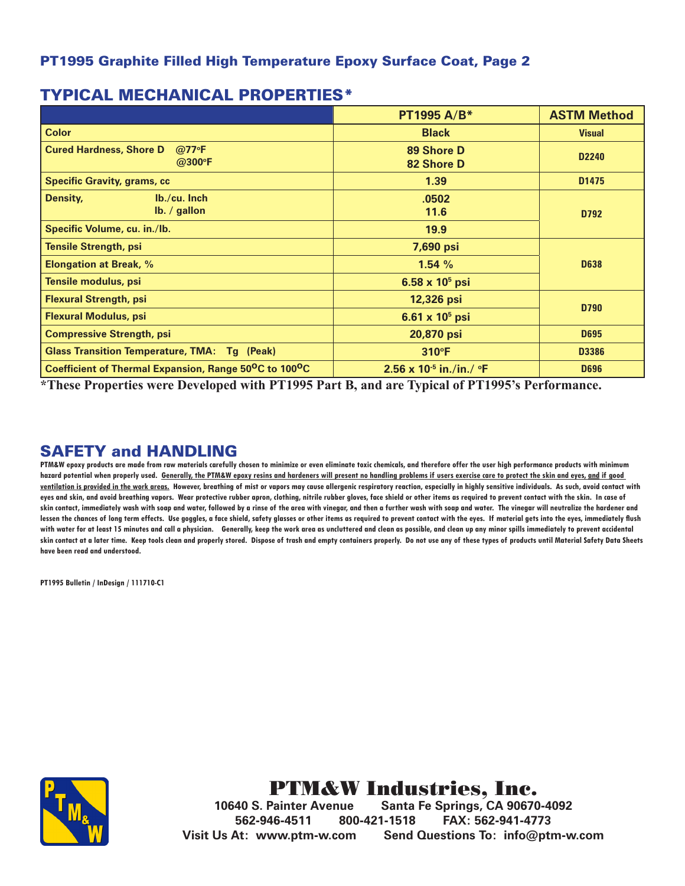## PT1995 Graphite Filled High Temperature Epoxy Surface Coat, Page 2

## TYPICAL MECHANICAL PROPERTIES*

| | PT1995 A/B* | ASTM Method |
|---|---|---|
| **Color** | **Black** | **Visual** |
| **Cured Hardness, Shore D @77°F / @300°F** | **89 Shore D / 82 Shore D** | **D2240** |
| **Specific Gravity, grams, cc** | **1.39** | **D1475** |
| **Density, lb./cu. Inch / lb. / gallon** | **.0502 / 11.6** | **D792** |
| **Specific Volume, cu. in./lb.** | **19.9** | |
| **Tensile Strength, psi** | **7,690 psi** | **D638** |
| **Elongation at Break, %** | **1.54 %** | |
| **Tensile modulus, psi** | **$6.58 \times 10^5$ psi** | |
| **Flexural Strength, psi** | **12,326 psi** | **D790** |
| **Flexural Modulus, psi** | **$6.61 \times 10^5$ psi** | |
| **Compressive Strength, psi** | **20,870 psi** | **D695** |
| **Glass Transition Temperature, TMA: Tg (Peak)** | **310°F** | **D3386** |
| **Coefficient of Thermal Expansion, Range 50°C to 100°C** | **$2.56 \times 10^{-5}$ in./in./ °F** | **D696** |

**\*These Properties were Developed with PT1995 Part B, and are Typical of PT1995's Performance.**

## SAFETY and HANDLING

**PTM&W epoxy products are made from raw materials carefully chosen to minimize or even eliminate toxic chemicals, and therefore offer the user high performance products with minimum hazard potential when properly used. Generally, the PTM&W epoxy resins and hardeners will present no handling problems if users exercise care to protect the skin and eyes, and if good ventilation is provided in the work areas. However, breathing of mist or vapors may cause allergenic respiratory reaction, especially in highly sensitive individuals. As such, avoid contact with eyes and skin, and avoid breathing vapors. Wear protective rubber apron, clothing, nitrile rubber gloves, face shield or other items as required to prevent contact with the skin. In case of skin contact, immediately wash with soap and water, followed by a rinse of the area with vinegar, and then a further wash with soap and water. The vinegar will neutralize the hardener and lessen the chances of long term effects. Use goggles, a face shield, safety glasses or other items as required to prevent contact with the eyes. If material gets into the eyes, immediately flush with water for at least 15 minutes and call a physician. Generally, keep the work area as uncluttered and clean as possible, and clean up any minor spills immediately to prevent accidental skin contact at a later time. Keep tools clean and properly stored. Dispose of trash and empty containers properly. Do not use any of these types of products until Material Safety Data Sheets have been read and understood.**

**PT1995 Bulletin / InDesign / 111710-C1**

# PTM&W Industries, Inc.

**10640 S. Painter Avenue Santa Fe Springs, CA 90670-4092**
**562-946-4511 800-421-1518 FAX: 562-941-4773**
**Visit Us At: www.ptm-w.com Send Questions To: info@ptm-w.com**